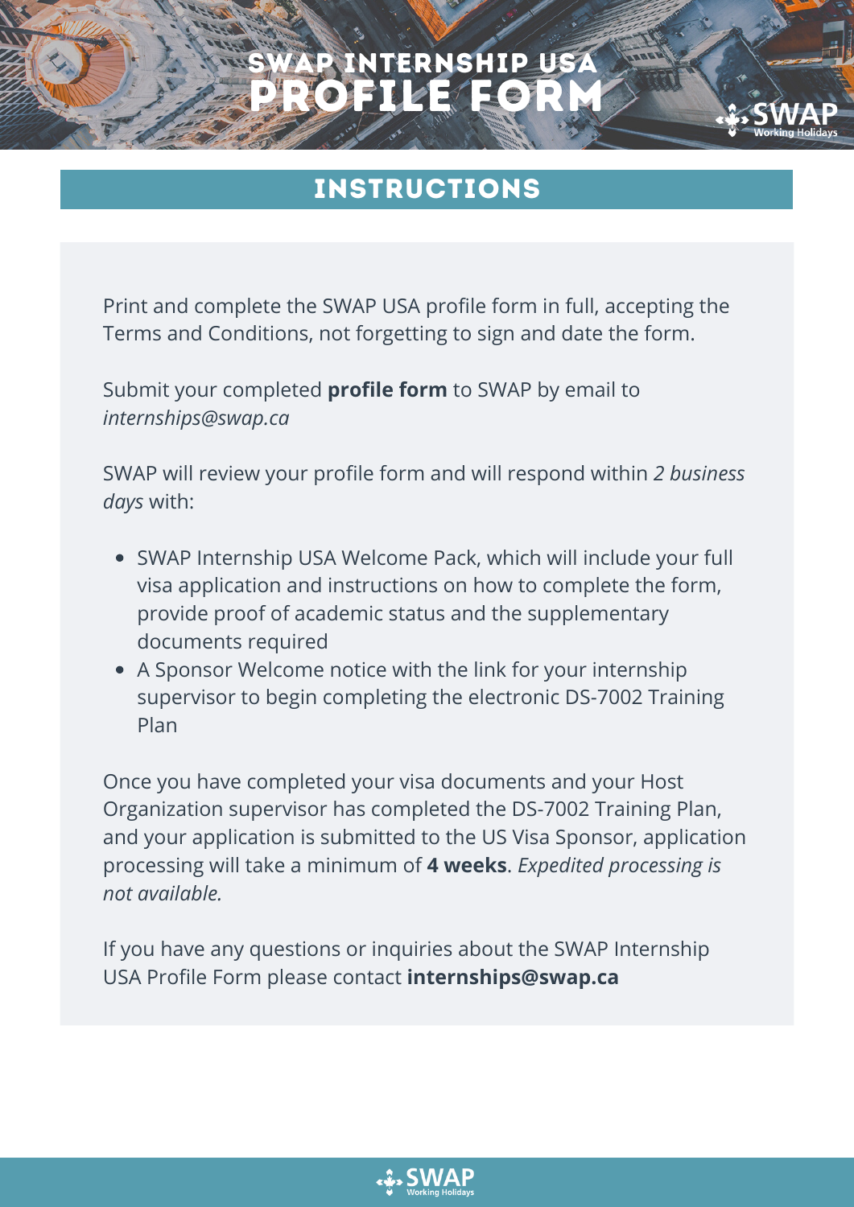# SWAP INTERNSHIP USA
# PROFILE FORM

## INSTRUCTIONS

Print and complete the SWAP USA profile form in full, accepting the Terms and Conditions, not forgetting to sign and date the form.

Submit your completed **profile form** to SWAP by email to *internships@swap.ca*

SWAP will review your profile form and will respond within *2 business days* with:

- SWAP Internship USA Welcome Pack, which will include your full visa application and instructions on how to complete the form, provide proof of academic status and the supplementary documents required
- A Sponsor Welcome notice with the link for your internship supervisor to begin completing the electronic DS-7002 Training Plan

Once you have completed your visa documents and your Host Organization supervisor has completed the DS-7002 Training Plan, and your application is submitted to the US Visa Sponsor, application processing will take a minimum of **4 weeks**. *Expedited processing is not available.*

If you have any questions or inquiries about the SWAP Internship USA Profile Form please contact **internships@swap.ca**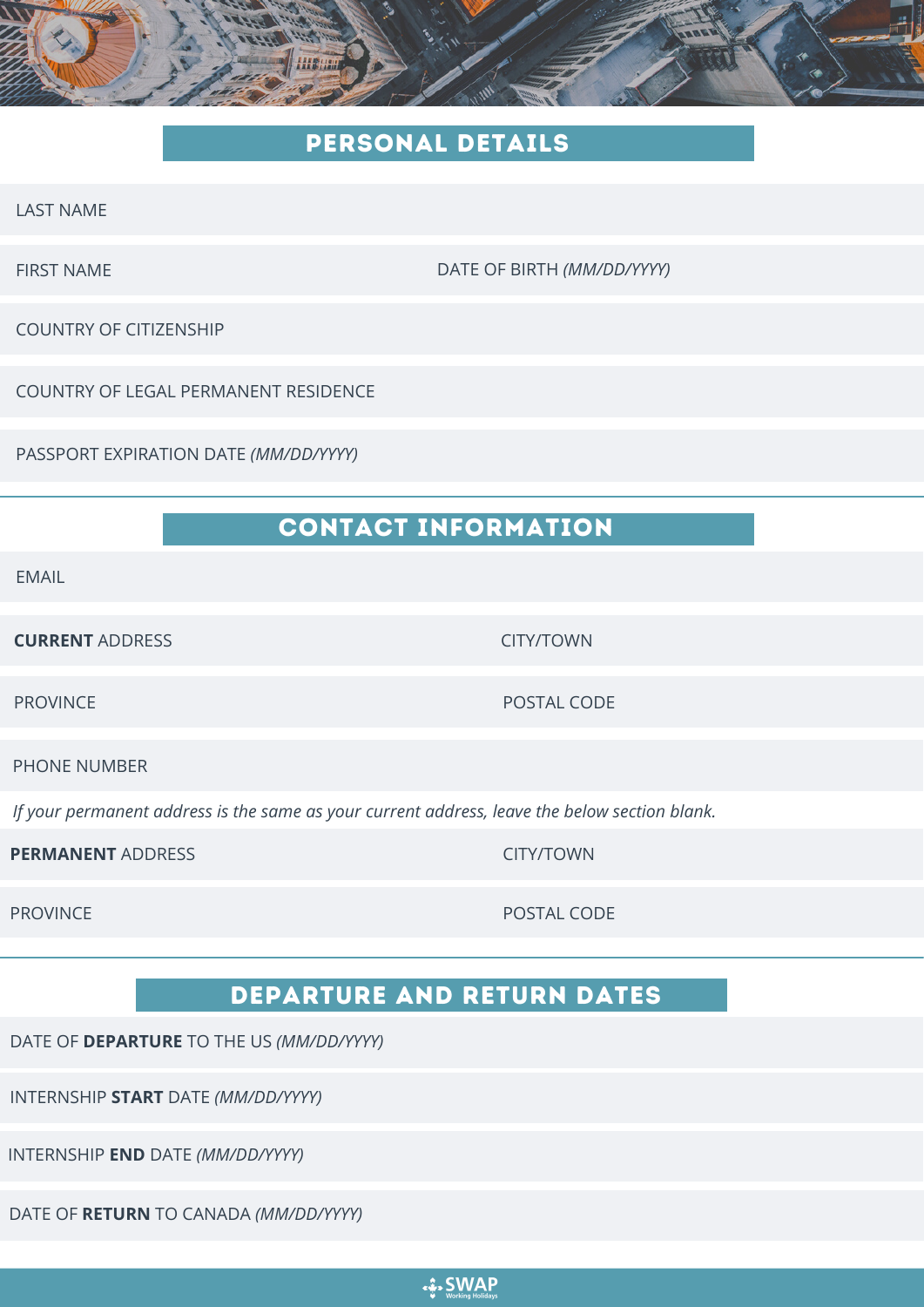## PERSONAL DETAILS

LAST NAME

FIRST NAME

DATE OF BIRTH *(MM/DD/YYYY)*

COUNTRY OF CITIZENSHIP

COUNTRY OF LEGAL PERMANENT RESIDENCE

PASSPORT EXPIRATION DATE *(MM/DD/YYYY)*

## CONTACT INFORMATION

EMAIL

**CURRENT** ADDRESS

CITY/TOWN

PROVINCE

POSTAL CODE

PHONE NUMBER

*If your permanent address is the same as your current address, leave the below section blank.*

**PERMANENT** ADDRESS

CITY/TOWN

PROVINCE

POSTAL CODE

## DEPARTURE AND RETURN DATES

DATE OF **DEPARTURE** TO THE US *(MM/DD/YYYY)*

INTERNSHIP **START** DATE *(MM/DD/YYYY)*

INTERNSHIP **END** DATE *(MM/DD/YYYY)*

DATE OF **RETURN** TO CANADA *(MM/DD/YYYY)*

SWAP Working Holidays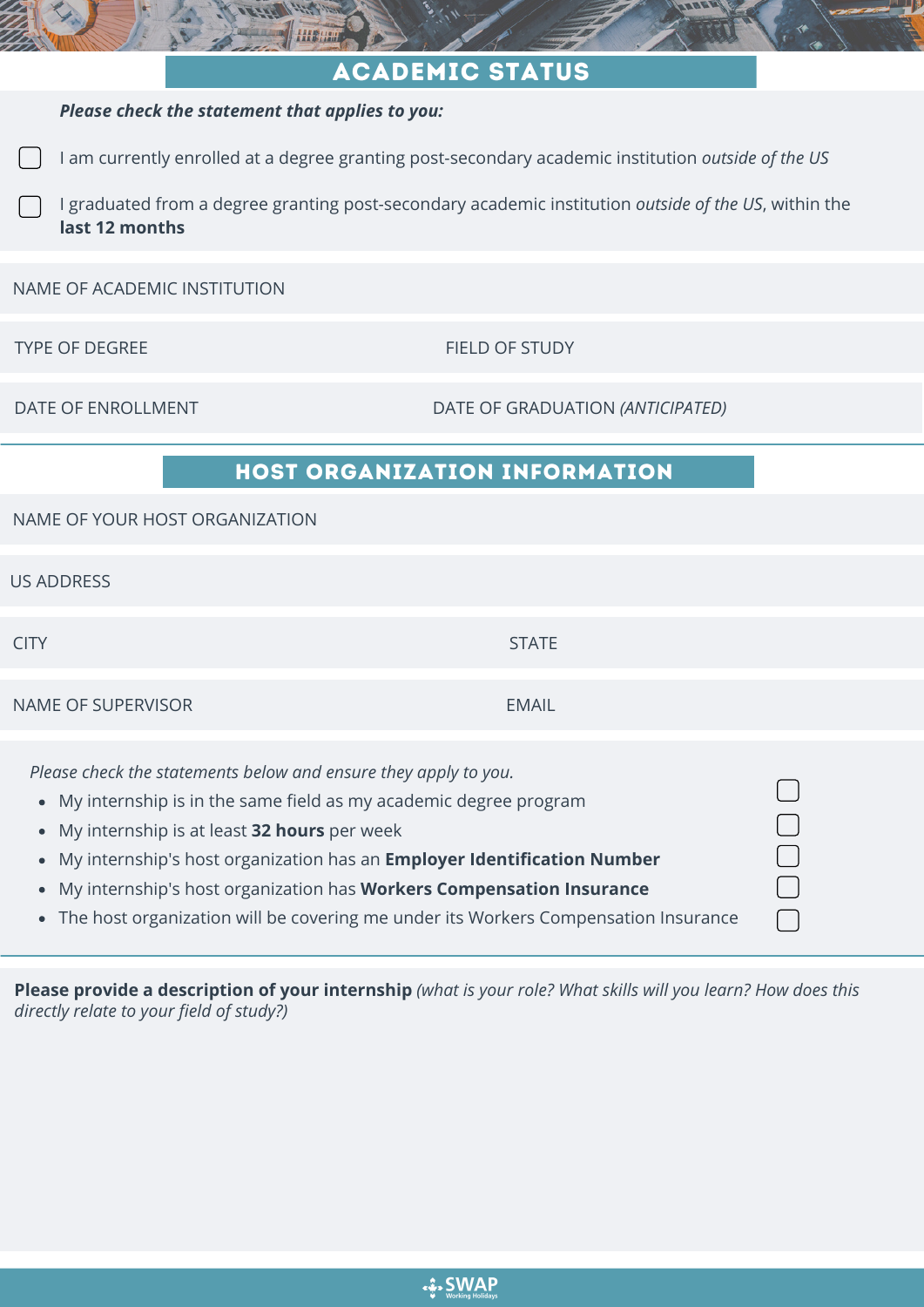## ACADEMIC STATUS

***Please check the statement that applies to you:***

- [ ] I am currently enrolled at a degree granting post-secondary academic institution *outside of the US*
- [ ] I graduated from a degree granting post-secondary academic institution *outside of the US*, within the **last 12 months**

NAME OF ACADEMIC INSTITUTION

TYPE OF DEGREE

FIELD OF STUDY

DATE OF ENROLLMENT

DATE OF GRADUATION *(ANTICIPATED)*

## HOST ORGANIZATION INFORMATION

NAME OF YOUR HOST ORGANIZATION

US ADDRESS

CITY

STATE

NAME OF SUPERVISOR

EMAIL

*Please check the statements below and ensure they apply to you.*

- My internship is in the same field as my academic degree program ☐
- My internship is at least **32 hours** per week ☐
- My internship's host organization has an **Employer Identification Number** ☐
- My internship's host organization has **Workers Compensation Insurance** ☐
- The host organization will be covering me under its Workers Compensation Insurance ☐

**Please provide a description of your internship** *(what is your role? What skills will you learn? How does this directly relate to your field of study?)*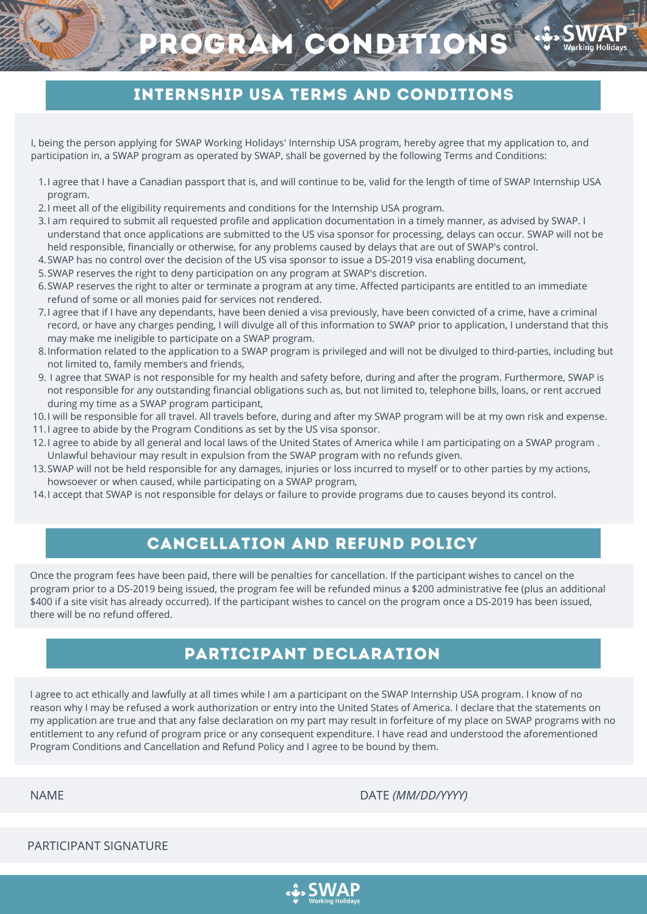# PROGRAM CONDITIONS

## INTERNSHIP USA TERMS AND CONDITIONS

I, being the person applying for SWAP Working Holidays' Internship USA program, hereby agree that my application to, and participation in, a SWAP program as operated by SWAP, shall be governed by the following Terms and Conditions:

1. I agree that I have a Canadian passport that is, and will continue to be, valid for the length of time of SWAP Internship USA program.
2. I meet all of the eligibility requirements and conditions for the Internship USA program.
3. I am required to submit all requested profile and application documentation in a timely manner, as advised by SWAP. I understand that once applications are submitted to the US visa sponsor for processing, delays can occur. SWAP will not be held responsible, financially or otherwise, for any problems caused by delays that are out of SWAP's control.
4. SWAP has no control over the decision of the US visa sponsor to issue a DS-2019 visa enabling document,
5. SWAP reserves the right to deny participation on any program at SWAP's discretion.
6. SWAP reserves the right to alter or terminate a program at any time. Affected participants are entitled to an immediate refund of some or all monies paid for services not rendered.
7. I agree that if I have any dependants, have been denied a visa previously, have been convicted of a crime, have a criminal record, or have any charges pending, I will divulge all of this information to SWAP prior to application, I understand that this may make me ineligible to participate on a SWAP program.
8. Information related to the application to a SWAP program is privileged and will not be divulged to third-parties, including but not limited to, family members and friends,
9. I agree that SWAP is not responsible for my health and safety before, during and after the program. Furthermore, SWAP is not responsible for any outstanding financial obligations such as, but not limited to, telephone bills, loans, or rent accrued during my time as a SWAP program participant,
10. I will be responsible for all travel. All travels before, during and after my SWAP program will be at my own risk and expense.
11. I agree to abide by the Program Conditions as set by the US visa sponsor.
12. I agree to abide by all general and local laws of the United States of America while I am participating on a SWAP program . Unlawful behaviour may result in expulsion from the SWAP program with no refunds given.
13. SWAP will not be held responsible for any damages, injuries or loss incurred to myself or to other parties by my actions, howsoever or when caused, while participating on a SWAP program,
14. I accept that SWAP is not responsible for delays or failure to provide programs due to causes beyond its control.

## CANCELLATION AND REFUND POLICY

Once the program fees have been paid, there will be penalties for cancellation. If the participant wishes to cancel on the program prior to a DS-2019 being issued, the program fee will be refunded minus a $200 administrative fee (plus an additional $400 if a site visit has already occurred). If the participant wishes to cancel on the program once a DS-2019 has been issued, there will be no refund offered.

## PARTICIPANT DECLARATION

I agree to act ethically and lawfully at all times while I am a participant on the SWAP Internship USA program. I know of no reason why I may be refused a work authorization or entry into the United States of America. I declare that the statements on my application are true and that any false declaration on my part may result in forfeiture of my place on SWAP programs with no entitlement to any refund of program price or any consequent expenditure. I have read and understood the aforementioned Program Conditions and Cancellation and Refund Policy and I agree to be bound by them.

NAME

DATE *(MM/DD/YYYY)*

PARTICIPANT SIGNATURE